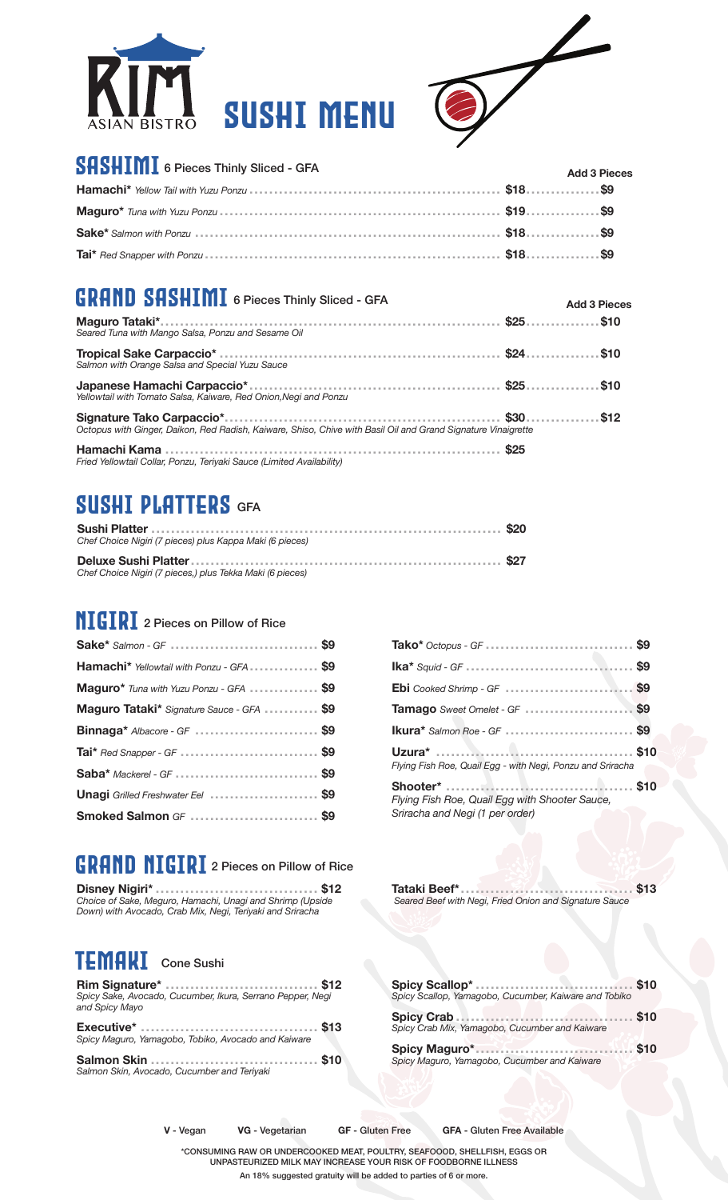# RIM ASIAN BISTRO SUSHI MENU

## SASHIMI 6 Pieces Thinly Sliced - GFA

| Item | Price | Add 3 Pieces |
|---|---|---|
| **Hamachi*** *Yellow Tail with Yuzu Ponzu* | $18 | $9 |
| **Maguro*** *Tuna with Yuzu Ponzu* | $19 | $9 |
| **Sake*** *Salmon with Ponzu* | $18 | $9 |
| **Tai*** *Red Snapper with Ponzu* | $18 | $9 |

## GRAND SASHIMI 6 Pieces Thinly Sliced - GFA

| Item | Price | Add 3 Pieces |
|---|---|---|
| **Maguro Tataki*** *Seared Tuna with Mango Salsa, Ponzu and Sesame Oil* | $25 | $10 |
| **Tropical Sake Carpaccio*** *Salmon with Orange Salsa and Special Yuzu Sauce* | $24 | $10 |
| **Japanese Hamachi Carpaccio*** *Yellowtail with Tomato Salsa, Kaiware, Red Onion,Negi and Ponzu* | $25 | $10 |
| **Signature Tako Carpaccio*** *Octopus with Ginger, Daikon, Red Radish, Kaiware, Shiso, Chive with Basil Oil and Grand Signature Vinaigrette* | $30 | $12 |
| **Hamachi Kama** *Fried Yellowtail Collar, Ponzu, Teriyaki Sauce (Limited Availability)* | $25 | |

## SUSHI PLATTERS GFA

**Sushi Platter** .......... $20
*Chef Choice Nigiri (7 pieces) plus Kappa Maki (6 pieces)*

**Deluxe Sushi Platter** .......... $27
*Chef Choice Nigiri (7 pieces,) plus Tekka Maki (6 pieces)*

## NIGIRI 2 Pieces on Pillow of Rice

- **Sake*** *Salmon - GF* .......... $9
- **Hamachi*** *Yellowtail with Ponzu - GFA* .......... $9
- **Maguro*** *Tuna with Yuzu Ponzu - GFA* .......... $9
- **Maguro Tataki*** *Signature Sauce - GFA* .......... $9
- **Binnaga*** *Albacore - GF* .......... $9
- **Tai*** *Red Snapper - GF* .......... $9
- **Saba*** *Mackerel - GF* .......... $9
- **Unagi** *Grilled Freshwater Eel* .......... $9
- **Smoked Salmon** *GF* .......... $9
- **Tako*** *Octopus - GF* .......... $9
- **Ika*** *Squid - GF* .......... $9
- **Ebi** *Cooked Shrimp - GF* .......... $9
- **Tamago** *Sweet Omelet - GF* .......... $9
- **Ikura*** *Salmon Roe - GF* .......... $9
- **Uzura*** .......... $10
  *Flying Fish Roe, Quail Egg - with Negi, Ponzu and Sriracha*
- **Shooter*** .......... $10
  *Flying Fish Roe, Quail Egg with Shooter Sauce, Sriracha and Negi (1 per order)*

## GRAND NIGIRI 2 Pieces on Pillow of Rice

**Disney Nigiri*** .......... $12
*Choice of Sake, Meguro, Hamachi, Unagi and Shrimp (Upside Down) with Avocado, Crab Mix, Negi, Teriyaki and Sriracha*

**Tataki Beef*** .......... $13
*Seared Beef with Negi, Fried Onion and Signature Sauce*

## TEMAKI Cone Sushi

**Rim Signature*** .......... $12
*Spicy Sake, Avocado, Cucumber, Ikura, Serrano Pepper, Negi and Spicy Mayo*

**Executive*** .......... $13
*Spicy Maguro, Yamagobo, Tobiko, Avocado and Kaiware*

**Salmon Skin** .......... $10
*Salmon Skin, Avocado, Cucumber and Teriyaki*

**Spicy Scallop*** .......... $10
*Spicy Scallop, Yamagobo, Cucumber, Kaiware and Tobiko*

**Spicy Crab** .......... $10
*Spicy Crab Mix, Yamagobo, Cucumber and Kaiware*

**Spicy Maguro*** .......... $10
*Spicy Maguro, Yamagobo, Cucumber and Kaiware*

**V** - Vegan **VG** - Vegetarian **GF** - Gluten Free **GFA** - Gluten Free Available

*CONSUMING RAW OR UNDERCOOKED MEAT, POULTRY, SEAFOOOD, SHELLFISH, EGGS OR UNPASTEURIZED MILK MAY INCREASE YOUR RISK OF FOODBORNE ILLNESS

An 18% suggested gratuity will be added to parties of 6 or more.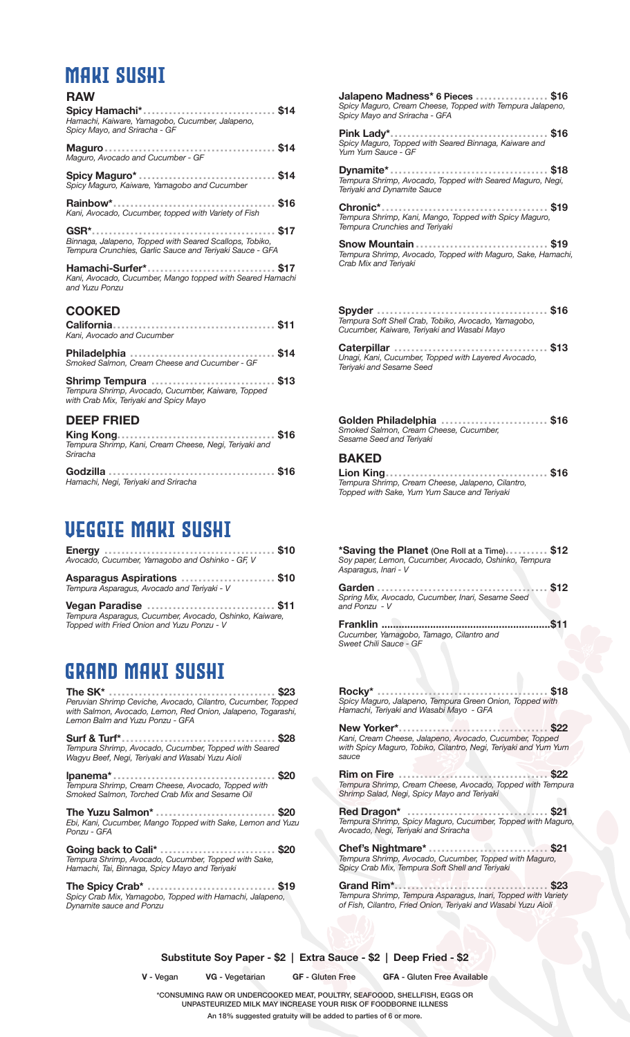# MAKI SUSHI

## RAW

**Spicy Hamachi\*** ................................ **$14**
*Hamachi, Kaiware, Yamagobo, Cucumber, Jalapeno, Spicy Mayo, and Sriracha - GF*

**Maguro** ........................................ **$14**
*Maguro, Avocado and Cucumber - GF*

**Spicy Maguro\*** ................................ **$14**
*Spicy Maguro, Kaiware, Yamagobo and Cucumber*

**Rainbow\*** ...................................... **$16**
*Kani, Avocado, Cucumber, topped with Variety of Fish*

**GSR\*** .......................................... **$17**
*Binnaga, Jalapeno, Topped with Seared Scallops, Tobiko, Tempura Crunchies, Garlic Sauce and Teriyaki Sauce - GFA*

**Hamachi-Surfer\*** ............................... **$17**
*Kani, Avocado, Cucumber, Mango topped with Seared Hamachi and Yuzu Ponzu*

**Jalapeno Madness\* 6 Pieces** .................. **$16**
*Spicy Maguro, Cream Cheese, Topped with Tempura Jalapeno, Spicy Mayo and Sriracha - GFA*

**Pink Lady\*** .................................... **$16**
*Spicy Maguro, Topped with Seared Binnaga, Kaiware and Yum Yum Sauce - GF*

**Dynamite\*** ..................................... **$18**
*Tempura Shrimp, Avocado, Topped with Seared Maguro, Negi, Teriyaki and Dynamite Sauce*

**Chronic\*** ...................................... **$19**
*Tempura Shrimp, Kani, Mango, Topped with Spicy Maguro, Tempura Crunchies and Teriyaki*

**Snow Mountain** ................................. **$19**
*Tempura Shrimp, Avocado, Topped with Maguro, Sake, Hamachi, Crab Mix and Teriyaki*

## COOKED

**California** ..................................... **$11**
*Kani, Avocado and Cucumber*

**Philadelphia** ................................... **$14**
*Smoked Salmon, Cream Cheese and Cucumber - GF*

**Shrimp Tempura** ................................ **$13**
*Tempura Shrimp, Avocado, Cucumber, Kaiware, Topped with Crab Mix, Teriyaki and Spicy Mayo*

**Spyder** ......................................... **$16**
*Tempura Soft Shell Crab, Tobiko, Avocado, Yamagobo, Cucumber, Kaiware, Teriyaki and Wasabi Mayo*

**Caterpillar** .................................... **$13**
*Unagi, Kani, Cucumber, Topped with Layered Avocado, Teriyaki and Sesame Seed*

## DEEP FRIED

**King Kong** ...................................... **$16**
*Tempura Shrimp, Kani, Cream Cheese, Negi, Teriyaki and Sriracha*

**Godzilla** ....................................... **$16**
*Hamachi, Negi, Teriyaki and Sriracha*

**Golden Philadelphia** ........................... **$16**
*Smoked Salmon, Cream Cheese, Cucumber, Sesame Seed and Teriyaki*

## BAKED

**Lion King** ...................................... **$16**
*Tempura Shrimp, Cream Cheese, Jalapeno, Cilantro, Topped with Sake, Yum Yum Sauce and Teriyaki*

# VEGGIE MAKI SUSHI

**Energy** ......................................... **$10**
*Avocado, Cucumber, Yamagobo and Oshinko - GF, V*

**Asparagus Aspirations** ......................... **$10**
*Tempura Asparagus, Avocado and Teriyaki - V*

**Vegan Paradise** ................................ **$11**
*Tempura Asparagus, Cucumber, Avocado, Oshinko, Kaiware, Topped with Fried Onion and Yuzu Ponzu - V*

**\*Saving the Planet** (One Roll at a Time) ........... **$12**
*Soy paper, Lemon, Cucumber, Avocado, Oshinko, Tempura Asparagus, Inari - V*

**Garden** ......................................... **$12**
*Spring Mix, Avocado, Cucumber, Inari, Sesame Seed and Ponzu - V*

**Franklin** ....................................... **$11**
*Cucumber, Yamagobo, Tamago, Cilantro and Sweet Chili Sauce - GF*

# GRAND MAKI SUSHI

**The SK\*** ....................................... **$23**
*Peruvian Shrimp Ceviche, Avocado, Cilantro, Cucumber, Topped with Salmon, Avocado, Lemon, Red Onion, Jalapeno, Togarashi, Lemon Balm and Yuzu Ponzu - GFA*

**Surf & Turf\*** .................................. **$28**
*Tempura Shrimp, Avocado, Cucumber, Topped with Seared Wagyu Beef, Negi, Teriyaki and Wasabi Yuzu Aioli*

**Ipanema\*** ...................................... **$20**
*Tempura Shrimp, Cream Cheese, Avocado, Topped with Smoked Salmon, Torched Crab Mix and Sesame Oil*

**The Yuzu Salmon\*** ............................. **$20**
*Ebi, Kani, Cucumber, Mango Topped with Sake, Lemon and Yuzu Ponzu - GFA*

**Going back to Cali\*** .......................... **$20**
*Tempura Shrimp, Avocado, Cucumber, Topped with Sake, Hamachi, Tai, Binnaga, Spicy Mayo and Teriyaki*

**The Spicy Crab\*** .............................. **$19**
*Spicy Crab Mix, Yamagobo, Topped with Hamachi, Jalapeno, Dynamite sauce and Ponzu*

**Rocky\*** ........................................ **$18**
*Spicy Maguro, Jalapeno, Tempura Green Onion, Topped with Hamachi, Teriyaki and Wasabi Mayo - GFA*

**New Yorker\*** ................................... **$22**
*Kani, Cream Cheese, Jalapeno, Avocado, Cucumber, Topped with Spicy Maguro, Tobiko, Cilantro, Negi, Teriyaki and Yum Yum sauce*

**Rim on Fire** .................................... **$22**
*Tempura Shrimp, Cream Cheese, Avocado, Topped with Tempura Shrimp Salad, Negi, Spicy Mayo and Teriyaki*

**Red Dragon\*** ................................... **$21**
*Tempura Shrimp, Spicy Maguro, Cucumber, Topped with Maguro, Avocado, Negi, Teriyaki and Sriracha*

**Chef's Nightmare\*** ............................. **$21**
*Tempura Shrimp, Avocado, Cucumber, Topped with Maguro, Spicy Crab Mix, Tempura Soft Shell and Teriyaki*

**Grand Rim\*** .................................... **$23**
*Tempura Shrimp, Tempura Asparagus, Inari, Topped with Variety of Fish, Cilantro, Fried Onion, Teriyaki and Wasabi Yuzu Aioli*

**Substitute Soy Paper - $2 | Extra Sauce - $2 | Deep Fried - $2**

**V** - Vegan **VG** - Vegetarian **GF** - Gluten Free **GFA** - Gluten Free Available

\*CONSUMING RAW OR UNDERCOOKED MEAT, POULTRY, SEAFOOOD, SHELLFISH, EGGS OR UNPASTEURIZED MILK MAY INCREASE YOUR RISK OF FOODBORNE ILLNESS

An 18% suggested gratuity will be added to parties of 6 or more.